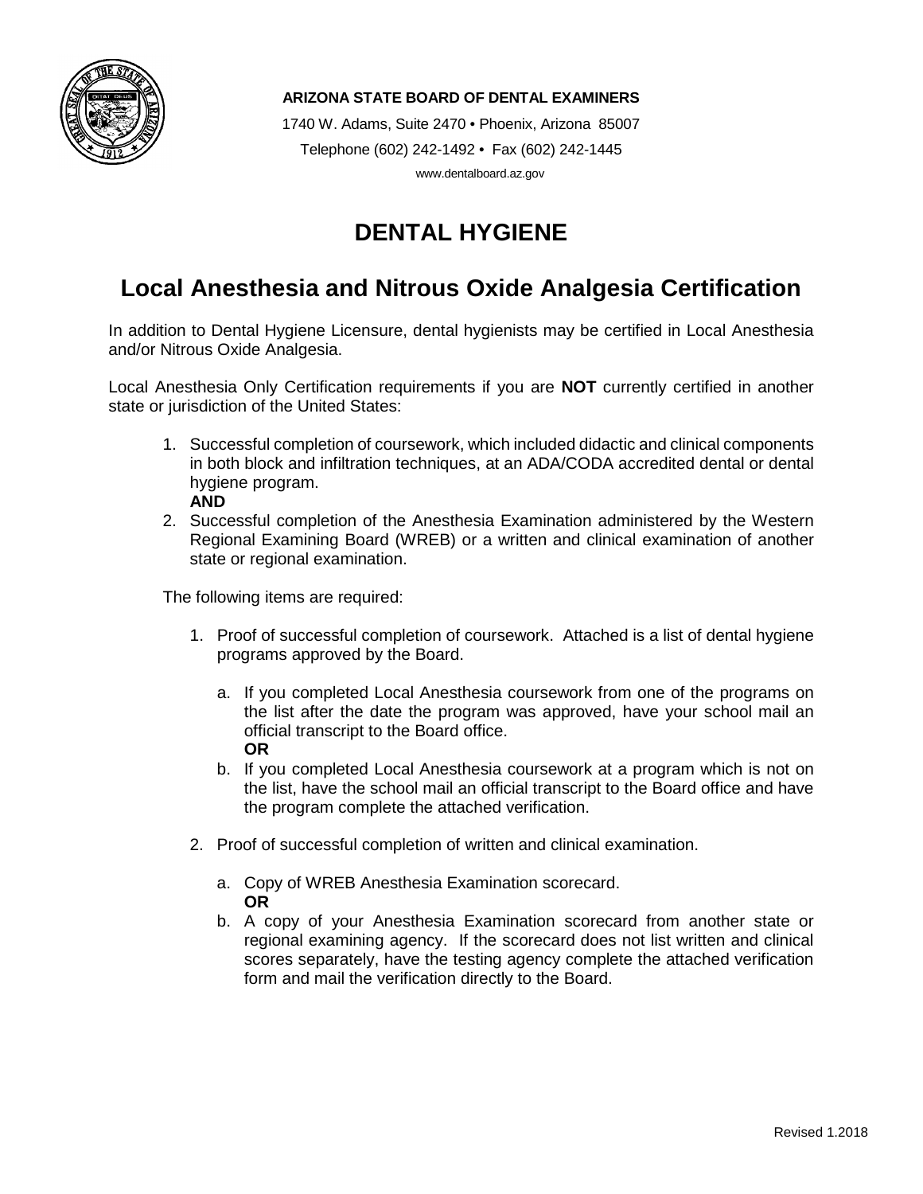**ARIZONA STATE BOARD OF DENTAL EXAMINERS**

1740 W. Adams, Suite 2470 • Phoenix, Arizona 85007

Telephone (602) 242-1492 • Fax (602) 242-1445

www.dentalboard.az.gov

# DENTAL HYGIENE

## Local Anesthesia and Nitrous Oxide Analgesia Certification

In addition to Dental Hygiene Licensure, dental hygienists may be certified in Local Anesthesia and/or Nitrous Oxide Analgesia.

Local Anesthesia Only Certification requirements if you are **NOT** currently certified in another state or jurisdiction of the United States:

1. Successful completion of coursework, which included didactic and clinical components in both block and infiltration techniques, at an ADA/CODA accredited dental or dental hygiene program.
   **AND**
2. Successful completion of the Anesthesia Examination administered by the Western Regional Examining Board (WREB) or a written and clinical examination of another state or regional examination.

The following items are required:

1. Proof of successful completion of coursework. Attached is a list of dental hygiene programs approved by the Board.
   a. If you completed Local Anesthesia coursework from one of the programs on the list after the date the program was approved, have your school mail an official transcript to the Board office.
   **OR**
   b. If you completed Local Anesthesia coursework at a program which is not on the list, have the school mail an official transcript to the Board office and have the program complete the attached verification.
2. Proof of successful completion of written and clinical examination.
   a. Copy of WREB Anesthesia Examination scorecard.
   **OR**
   b. A copy of your Anesthesia Examination scorecard from another state or regional examining agency. If the scorecard does not list written and clinical scores separately, have the testing agency complete the attached verification form and mail the verification directly to the Board.

Revised 1.2018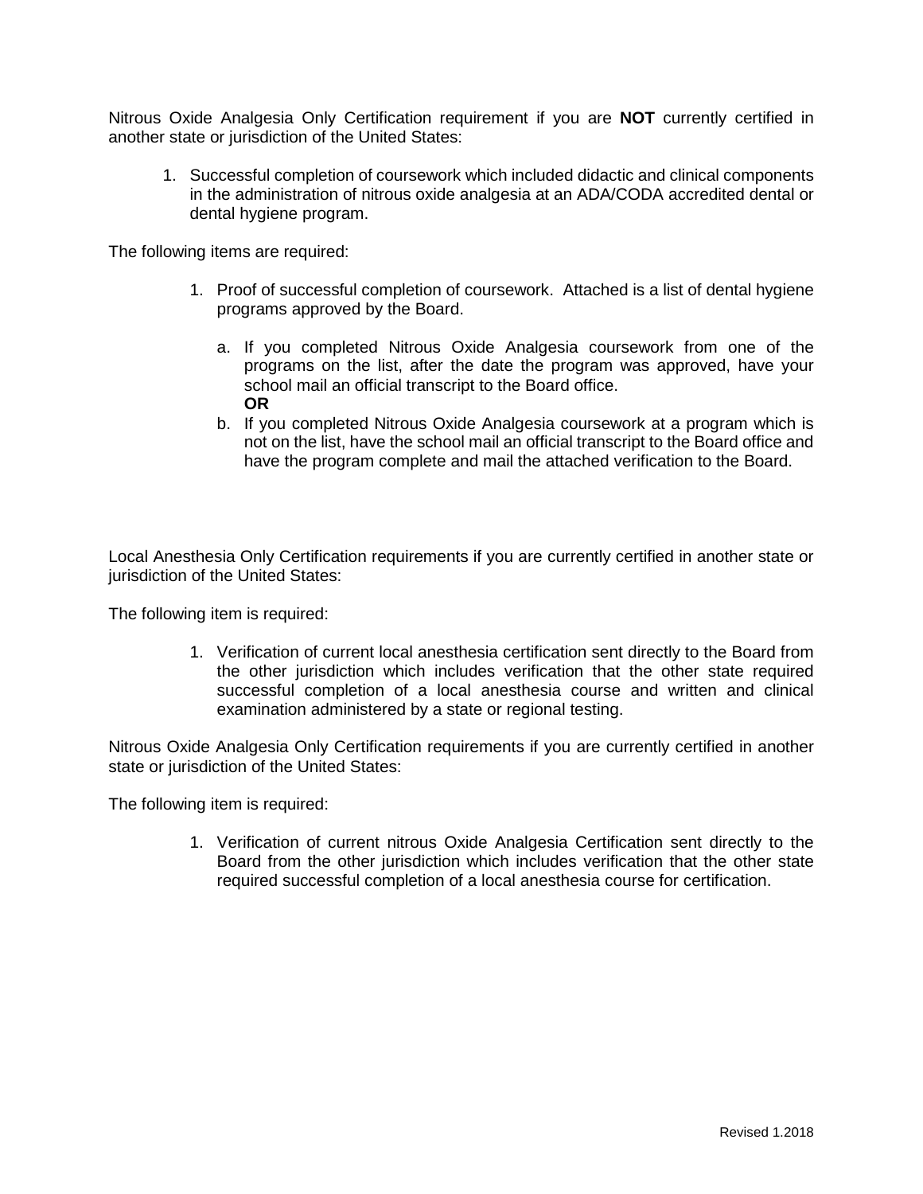Nitrous Oxide Analgesia Only Certification requirement if you are **NOT** currently certified in another state or jurisdiction of the United States:

1. Successful completion of coursework which included didactic and clinical components in the administration of nitrous oxide analgesia at an ADA/CODA accredited dental or dental hygiene program.

The following items are required:

1. Proof of successful completion of coursework. Attached is a list of dental hygiene programs approved by the Board.

   a. If you completed Nitrous Oxide Analgesia coursework from one of the programs on the list, after the date the program was approved, have your school mail an official transcript to the Board office.
   **OR**
   b. If you completed Nitrous Oxide Analgesia coursework at a program which is not on the list, have the school mail an official transcript to the Board office and have the program complete and mail the attached verification to the Board.

Local Anesthesia Only Certification requirements if you are currently certified in another state or jurisdiction of the United States:

The following item is required:

1. Verification of current local anesthesia certification sent directly to the Board from the other jurisdiction which includes verification that the other state required successful completion of a local anesthesia course and written and clinical examination administered by a state or regional testing.

Nitrous Oxide Analgesia Only Certification requirements if you are currently certified in another state or jurisdiction of the United States:

The following item is required:

1. Verification of current nitrous Oxide Analgesia Certification sent directly to the Board from the other jurisdiction which includes verification that the other state required successful completion of a local anesthesia course for certification.

Revised 1.2018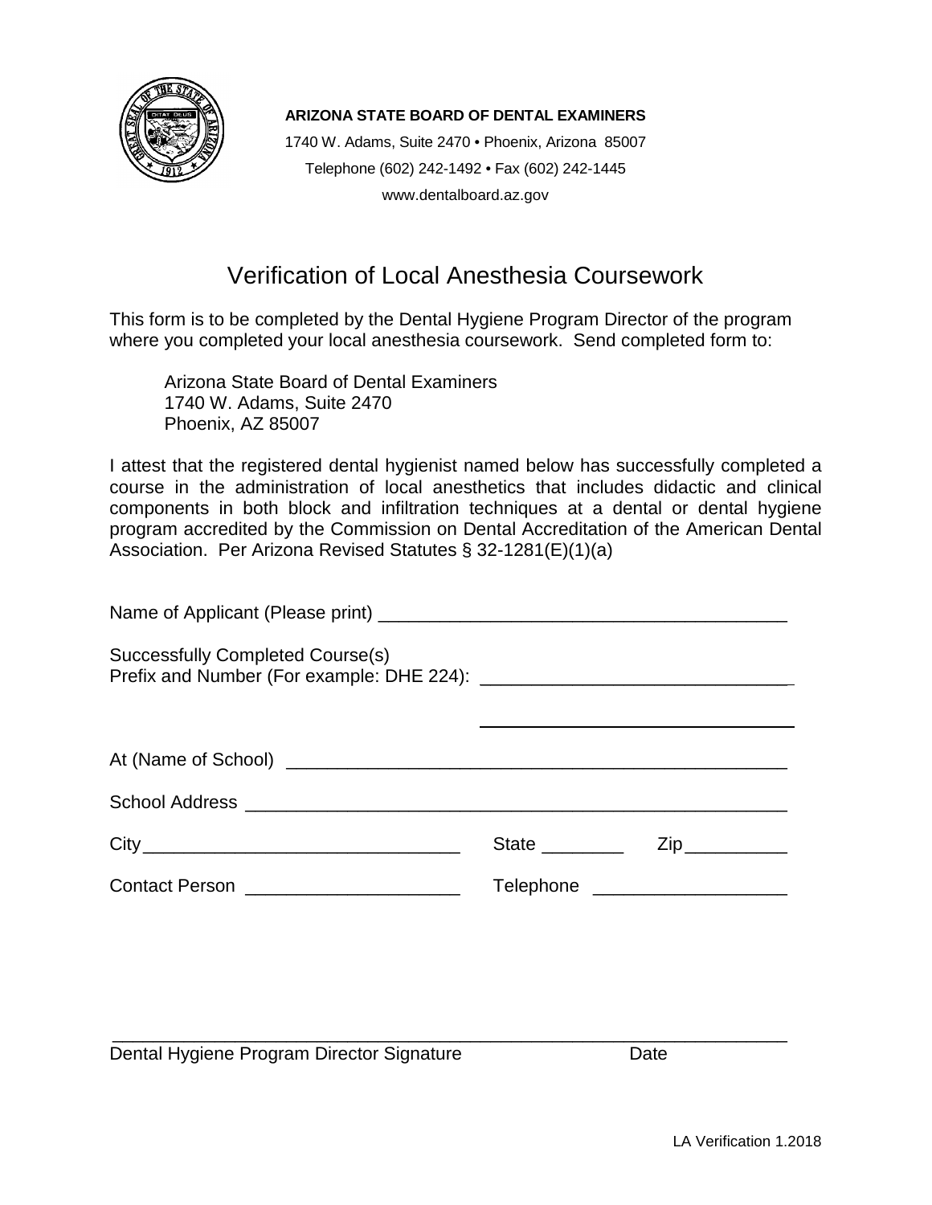**ARIZONA STATE BOARD OF DENTAL EXAMINERS**

1740 W. Adams, Suite 2470 • Phoenix, Arizona 85007

Telephone (602) 242-1492 • Fax (602) 242-1445

www.dentalboard.az.gov

# Verification of Local Anesthesia Coursework

This form is to be completed by the Dental Hygiene Program Director of the program where you completed your local anesthesia coursework. Send completed form to:

Arizona State Board of Dental Examiners
1740 W. Adams, Suite 2470
Phoenix, AZ 85007

I attest that the registered dental hygienist named below has successfully completed a course in the administration of local anesthetics that includes didactic and clinical components in both block and infiltration techniques at a dental or dental hygiene program accredited by the Commission on Dental Accreditation of the American Dental Association. Per Arizona Revised Statutes § 32-1281(E)(1)(a)

Name of Applicant (Please print) ________________________________________

Successfully Completed Course(s)
Prefix and Number (For example: DHE 224): ______________________________

______________________________

At (Name of School) ___________________________________________________

School Address _______________________________________________________

City _______________________________ State ________ Zip __________

Contact Person _____________________ Telephone ___________________

_________________________________________________________________

Dental Hygiene Program Director Signature Date

LA Verification 1.2018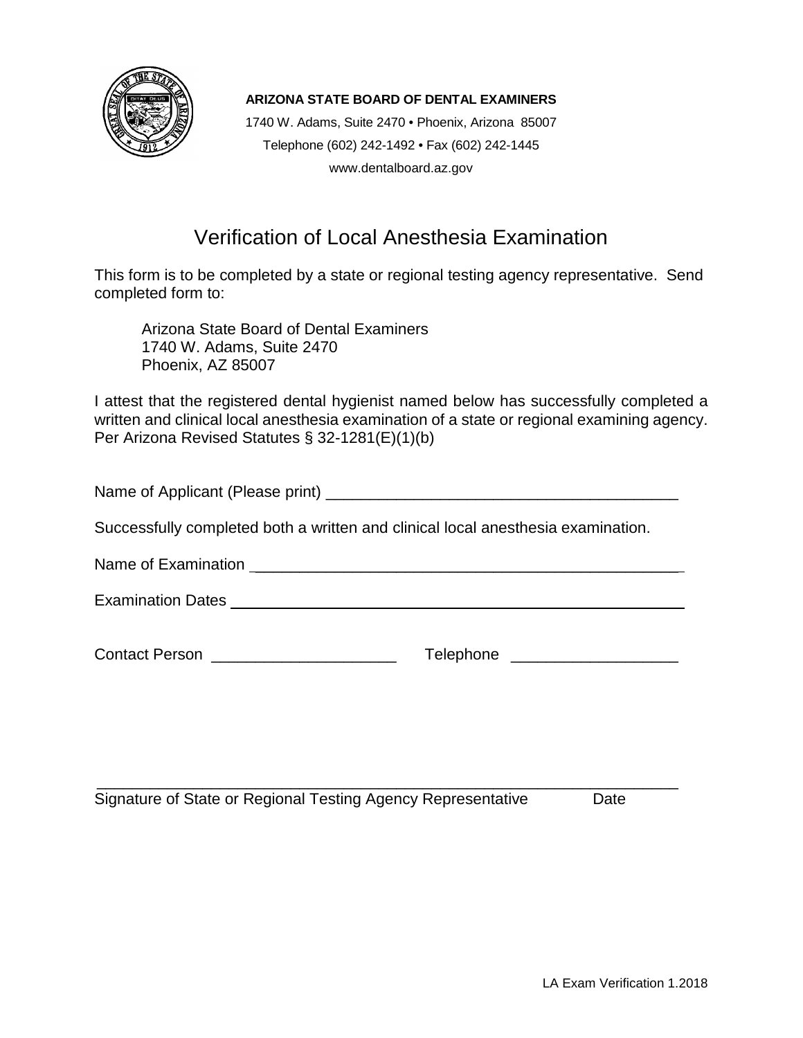**ARIZONA STATE BOARD OF DENTAL EXAMINERS**
1740 W. Adams, Suite 2470 • Phoenix, Arizona 85007
Telephone (602) 242-1492 • Fax (602) 242-1445
www.dentalboard.az.gov

# Verification of Local Anesthesia Examination

This form is to be completed by a state or regional testing agency representative. Send completed form to:

> Arizona State Board of Dental Examiners
> 1740 W. Adams, Suite 2470
> Phoenix, AZ 85007

I attest that the registered dental hygienist named below has successfully completed a written and clinical local anesthesia examination of a state or regional examining agency. Per Arizona Revised Statutes § 32-1281(E)(1)(b)

Name of Applicant (Please print) ________________________________________

Successfully completed both a written and clinical local anesthesia examination.

Name of Examination ________________________________________________

Examination Dates __________________________________________________

Contact Person _____________________ Telephone ___________________

_______________________________________________________________

Signature of State or Regional Testing Agency Representative Date

LA Exam Verification 1.2018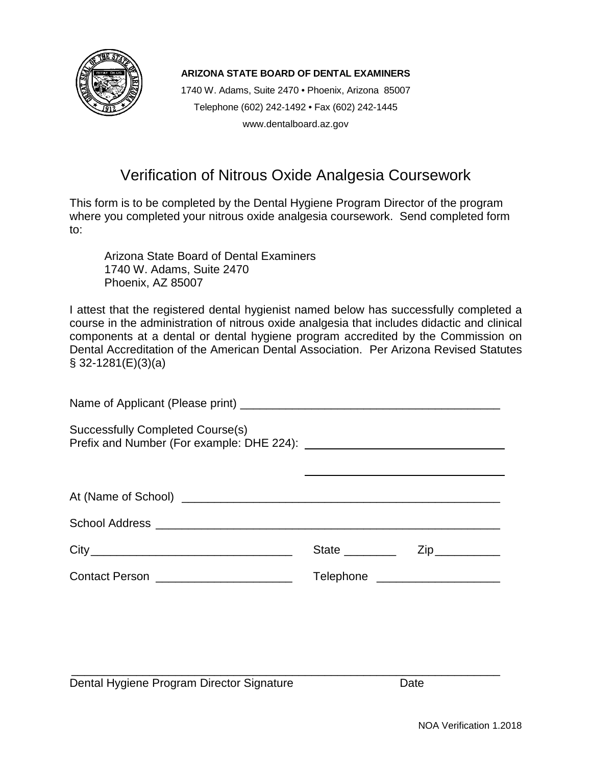**ARIZONA STATE BOARD OF DENTAL EXAMINERS**

1740 W. Adams, Suite 2470 • Phoenix, Arizona 85007

Telephone (602) 242-1492 • Fax (602) 242-1445

www.dentalboard.az.gov

# Verification of Nitrous Oxide Analgesia Coursework

This form is to be completed by the Dental Hygiene Program Director of the program where you completed your nitrous oxide analgesia coursework. Send completed form to:

> Arizona State Board of Dental Examiners
> 1740 W. Adams, Suite 2470
> Phoenix, AZ 85007

I attest that the registered dental hygienist named below has successfully completed a course in the administration of nitrous oxide analgesia that includes didactic and clinical components at a dental or dental hygiene program accredited by the Commission on Dental Accreditation of the American Dental Association. Per Arizona Revised Statutes § 32-1281(E)(3)(a)

Name of Applicant (Please print) ________________________________________

Successfully Completed Course(s)
Prefix and Number (For example: DHE 224): ________________________________

________________________________

At (Name of School) ________________________________________________

School Address ____________________________________________________

City ______________________________ State ________ Zip __________

Contact Person ____________________ Telephone ___________________

______________________________________________________________

Dental Hygiene Program Director Signature Date

NOA Verification 1.2018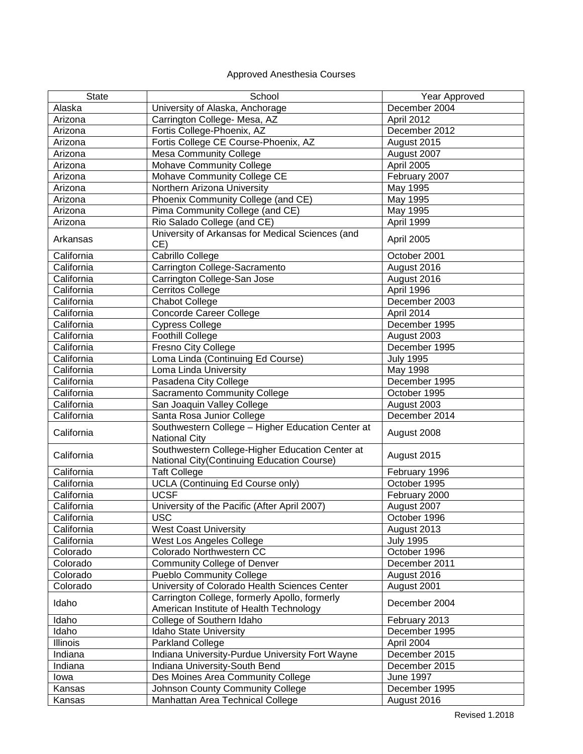Approved Anesthesia Courses

| State | School | Year Approved |
|---|---|---|
| Alaska | University of Alaska, Anchorage | December 2004 |
| Arizona | Carrington College- Mesa, AZ | April 2012 |
| Arizona | Fortis College-Phoenix, AZ | December 2012 |
| Arizona | Fortis College CE Course-Phoenix, AZ | August 2015 |
| Arizona | Mesa Community College | August 2007 |
| Arizona | Mohave Community College | April 2005 |
| Arizona | Mohave Community College CE | February 2007 |
| Arizona | Northern Arizona University | May 1995 |
| Arizona | Phoenix Community College (and CE) | May 1995 |
| Arizona | Pima Community College (and CE) | May 1995 |
| Arizona | Rio Salado College (and CE) | April 1999 |
| Arkansas | University of Arkansas for Medical Sciences (and CE) | April 2005 |
| California | Cabrillo College | October 2001 |
| California | Carrington College-Sacramento | August 2016 |
| California | Carrington College-San Jose | August 2016 |
| California | Cerritos College | April 1996 |
| California | Chabot College | December 2003 |
| California | Concorde Career College | April 2014 |
| California | Cypress College | December 1995 |
| California | Foothill College | August 2003 |
| California | Fresno City College | December 1995 |
| California | Loma Linda (Continuing Ed Course) | July 1995 |
| California | Loma Linda University | May 1998 |
| California | Pasadena City College | December 1995 |
| California | Sacramento Community College | October 1995 |
| California | San Joaquin Valley College | August 2003 |
| California | Santa Rosa Junior College | December 2014 |
| California | Southwestern College – Higher Education Center at National City | August 2008 |
| California | Southwestern College-Higher Education Center at National City(Continuing Education Course) | August 2015 |
| California | Taft College | February 1996 |
| California | UCLA (Continuing Ed Course only) | October 1995 |
| California | UCSF | February 2000 |
| California | University of the Pacific (After April 2007) | August 2007 |
| California | USC | October 1996 |
| California | West Coast University | August 2013 |
| California | West Los Angeles College | July 1995 |
| Colorado | Colorado Northwestern CC | October 1996 |
| Colorado | Community College of Denver | December 2011 |
| Colorado | Pueblo Community College | August 2016 |
| Colorado | University of Colorado Health Sciences Center | August 2001 |
| Idaho | Carrington College, formerly Apollo, formerly American Institute of Health Technology | December 2004 |
| Idaho | College of Southern Idaho | February 2013 |
| Idaho | Idaho State University | December 1995 |
| Illinois | Parkland College | April 2004 |
| Indiana | Indiana University-Purdue University Fort Wayne | December 2015 |
| Indiana | Indiana University-South Bend | December 2015 |
| Iowa | Des Moines Area Community College | June 1997 |
| Kansas | Johnson County Community College | December 1995 |
| Kansas | Manhattan Area Technical College | August 2016 |

Revised 1.2018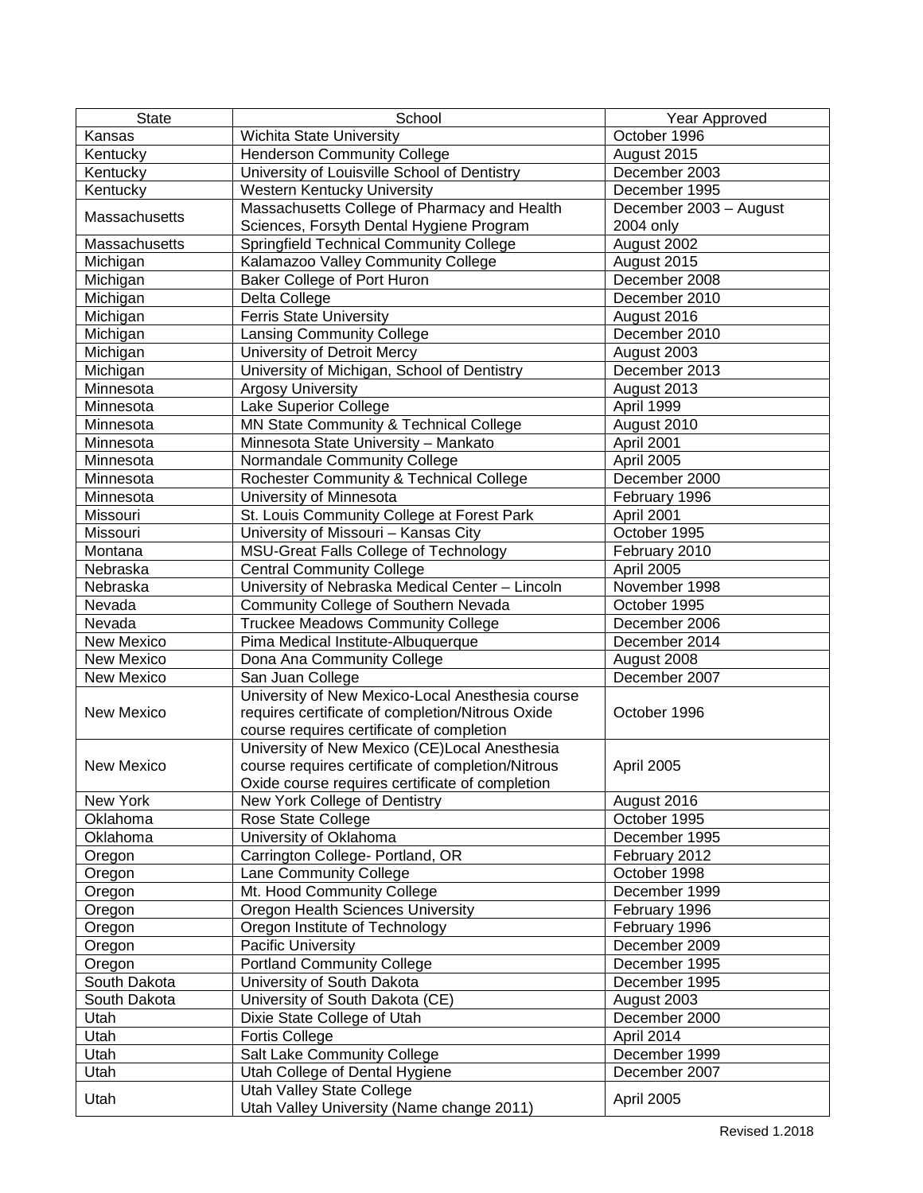| State | School | Year Approved |
|---|---|---|
| Kansas | Wichita State University | October 1996 |
| Kentucky | Henderson Community College | August 2015 |
| Kentucky | University of Louisville School of Dentistry | December 2003 |
| Kentucky | Western Kentucky University | December 1995 |
| Massachusetts | Massachusetts College of Pharmacy and Health Sciences, Forsyth Dental Hygiene Program | December 2003 – August 2004 only |
| Massachusetts | Springfield Technical Community College | August 2002 |
| Michigan | Kalamazoo Valley Community College | August 2015 |
| Michigan | Baker College of Port Huron | December 2008 |
| Michigan | Delta College | December 2010 |
| Michigan | Ferris State University | August 2016 |
| Michigan | Lansing Community College | December 2010 |
| Michigan | University of Detroit Mercy | August 2003 |
| Michigan | University of Michigan, School of Dentistry | December 2013 |
| Minnesota | Argosy University | August 2013 |
| Minnesota | Lake Superior College | April 1999 |
| Minnesota | MN State Community & Technical College | August 2010 |
| Minnesota | Minnesota State University – Mankato | April 2001 |
| Minnesota | Normandale Community College | April 2005 |
| Minnesota | Rochester Community & Technical College | December 2000 |
| Minnesota | University of Minnesota | February 1996 |
| Missouri | St. Louis Community College at Forest Park | April 2001 |
| Missouri | University of Missouri – Kansas City | October 1995 |
| Montana | MSU-Great Falls College of Technology | February 2010 |
| Nebraska | Central Community College | April 2005 |
| Nebraska | University of Nebraska Medical Center – Lincoln | November 1998 |
| Nevada | Community College of Southern Nevada | October 1995 |
| Nevada | Truckee Meadows Community College | December 2006 |
| New Mexico | Pima Medical Institute-Albuquerque | December 2014 |
| New Mexico | Dona Ana Community College | August 2008 |
| New Mexico | San Juan College | December 2007 |
| New Mexico | University of New Mexico-Local Anesthesia course requires certificate of completion/Nitrous Oxide course requires certificate of completion | October 1996 |
| New Mexico | University of New Mexico (CE)Local Anesthesia course requires certificate of completion/Nitrous Oxide course requires certificate of completion | April 2005 |
| New York | New York College of Dentistry | August 2016 |
| Oklahoma | Rose State College | October 1995 |
| Oklahoma | University of Oklahoma | December 1995 |
| Oregon | Carrington College- Portland, OR | February 2012 |
| Oregon | Lane Community College | October 1998 |
| Oregon | Mt. Hood Community College | December 1999 |
| Oregon | Oregon Health Sciences University | February 1996 |
| Oregon | Oregon Institute of Technology | February 1996 |
| Oregon | Pacific University | December 2009 |
| Oregon | Portland Community College | December 1995 |
| South Dakota | University of South Dakota | December 1995 |
| South Dakota | University of South Dakota (CE) | August 2003 |
| Utah | Dixie State College of Utah | December 2000 |
| Utah | Fortis College | April 2014 |
| Utah | Salt Lake Community College | December 1999 |
| Utah | Utah College of Dental Hygiene | December 2007 |
| Utah | Utah Valley State College Utah Valley University (Name change 2011) | April 2005 |

Revised 1.2018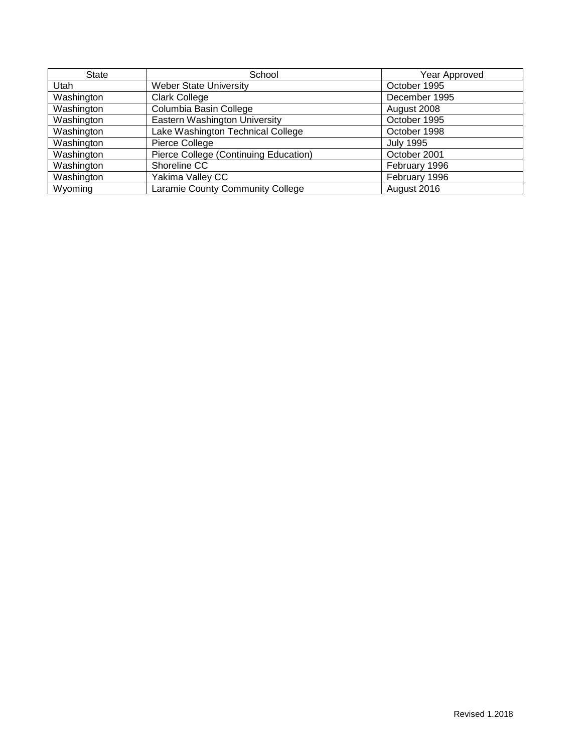| State | School | Year Approved |
| --- | --- | --- |
| Utah | Weber State University | October 1995 |
| Washington | Clark College | December 1995 |
| Washington | Columbia Basin College | August 2008 |
| Washington | Eastern Washington University | October 1995 |
| Washington | Lake Washington Technical College | October 1998 |
| Washington | Pierce College | July 1995 |
| Washington | Pierce College (Continuing Education) | October 2001 |
| Washington | Shoreline CC | February 1996 |
| Washington | Yakima Valley CC | February 1996 |
| Wyoming | Laramie County Community College | August 2016 |

Revised 1.2018